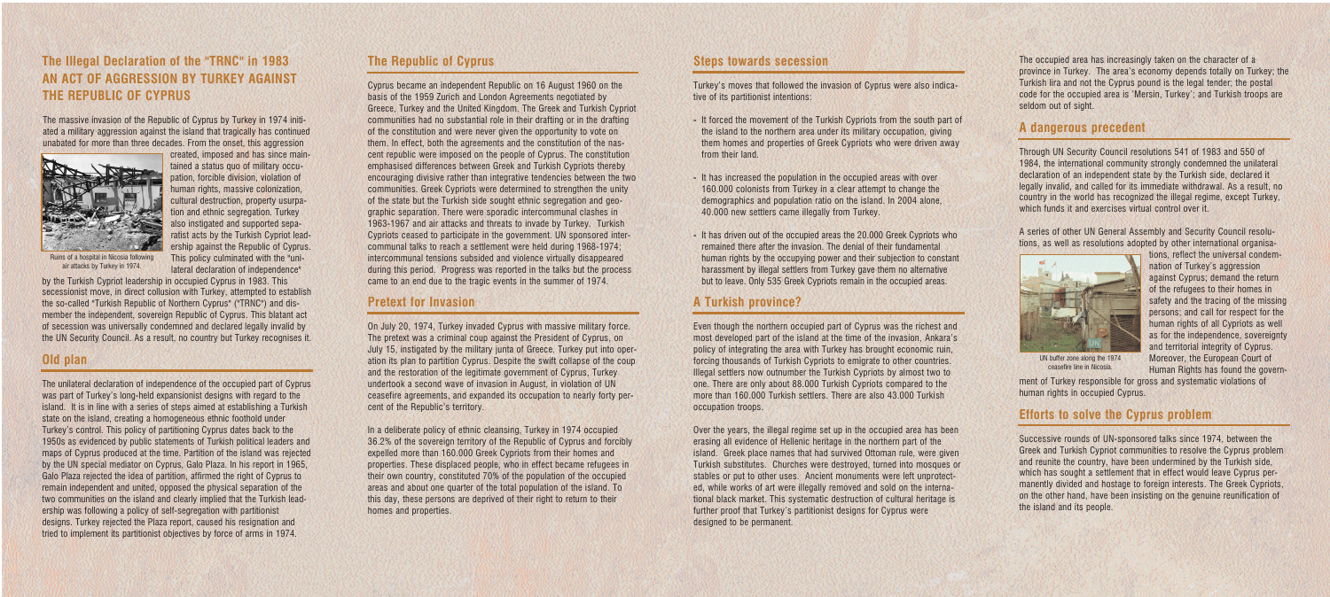## The Illegal Declaration of the "TRNC" in 1983 AN ACT OF AGGRESSION BY TURKEY AGAINST THE REPUBLIC OF CYPRUS

The massive invasion of the Republic of Cyprus by Turkey in 1974 initiated a military aggression against the island that tragically has continued unabated for more than three decades. From the onset, this aggression created, imposed and has since maintained a status quo of military occupation, forcible division, violation of human rights, massive colonization, cultural destruction, property usurpation and ethnic segregation. Turkey also instigated and supported separatist acts by the Turkish Cypriot leadership against the Republic of Cyprus. This policy culminated with the "unilateral declaration of independence" by the Turkish Cypriot leadership in occupied Cyprus in 1983. This secessionist move, in direct collusion with Turkey, attempted to establish the so-called "Turkish Republic of Northern Cyprus" ("TRNC") and dismember the independent, sovereign Republic of Cyprus. This blatant act of secession was universally condemned and declared legally invalid by the UN Security Council. As a result, no country but Turkey recognises it.

Ruins of a hospital in Nicosia following air attacks by Turkey in 1974.

## Old plan

The unilateral declaration of independence of the occupied part of Cyprus was part of Turkey's long-held expansionist designs with regard to the island. It is in line with a series of steps aimed at establishing a Turkish state on the island, creating a homogeneous ethnic foothold under Turkey's control. This policy of partitioning Cyprus dates back to the 1950s as evidenced by public statements of Turkish political leaders and maps of Cyprus produced at the time. Partition of the island was rejected by the UN special mediator on Cyprus, Galo Plaza. In his report in 1965, Galo Plaza rejected the idea of partition, affirmed the right of Cyprus to remain independent and united, opposed the physical separation of the two communities on the island and clearly implied that the Turkish leadership was following a policy of self-segregation with partitionist designs. Turkey rejected the Plaza report, caused his resignation and tried to implement its partitionist objectives by force of arms in 1974.

## The Republic of Cyprus

Cyprus became an independent Republic on 16 August 1960 on the basis of the 1959 Zurich and London Agreements negotiated by Greece, Turkey and the United Kingdom. The Greek and Turkish Cypriot communities had no substantial role in their drafting or in the drafting of the constitution and were never given the opportunity to vote on them. In effect, both the agreements and the constitution of the nascent republic were imposed on the people of Cyprus. The constitution emphasised differences between Greek and Turkish Cypriots thereby encouraging divisive rather than integrative tendencies between the two communities. Greek Cypriots were determined to strengthen the unity of the state but the Turkish side sought ethnic segregation and geographic separation. There were sporadic intercommunal clashes in 1963-1967 and air attacks and threats to invade by Turkey. Turkish Cypriots ceased to participate in the government. UN sponsored intercommunal talks to reach a settlement were held during 1968-1974; intercommunal tensions subsided and violence virtually disappeared during this period. Progress was reported in the talks but the process came to an end due to the tragic events in the summer of 1974.

## Pretext for Invasion

On July 20, 1974, Turkey invaded Cyprus with massive military force. The pretext was a criminal coup against the President of Cyprus, on July 15, instigated by the military junta of Greece. Turkey put into operation its plan to partition Cyprus. Despite the swift collapse of the coup and the restoration of the legitimate government of Cyprus, Turkey undertook a second wave of invasion in August, in violation of UN ceasefire agreements, and expanded its occupation to nearly forty percent of the Republic's territory.

In a deliberate policy of ethnic cleansing, Turkey in 1974 occupied 36.2% of the sovereign territory of the Republic of Cyprus and forcibly expelled more than 160.000 Greek Cypriots from their homes and properties. These displaced people, who in effect became refugees in their own country, constituted 70% of the population of the occupied areas and about one quarter of the total population of the island. To this day, these persons are deprived of their right to return to their homes and properties.

## Steps towards secession

Turkey's moves that followed the invasion of Cyprus were also indicative of its partitionist intentions:

- It forced the movement of the Turkish Cypriots from the south part of the island to the northern area under its military occupation, giving them homes and properties of Greek Cypriots who were driven away from their land.
- It has increased the population in the occupied areas with over 160.000 colonists from Turkey in a clear attempt to change the demographics and population ratio on the island. In 2004 alone, 40.000 new settlers came illegally from Turkey.
- It has driven out of the occupied areas the 20.000 Greek Cypriots who remained there after the invasion. The denial of their fundamental human rights by the occupying power and their subjection to constant harassment by illegal settlers from Turkey gave them no alternative but to leave. Only 535 Greek Cypriots remain in the occupied areas.

## A Turkish province?

Even though the northern occupied part of Cyprus was the richest and most developed part of the island at the time of the invasion, Ankara's policy of integrating the area with Turkey has brought economic ruin, forcing thousands of Turkish Cypriots to emigrate to other countries. Illegal settlers now outnumber the Turkish Cypriots by almost two to one. There are only about 88.000 Turkish Cypriots compared to the more than 160.000 Turkish settlers. There are also 43.000 Turkish occupation troops.

Over the years, the illegal regime set up in the occupied area has been erasing all evidence of Hellenic heritage in the northern part of the island. Greek place names that had survived Ottoman rule, were given Turkish substitutes. Churches were destroyed, turned into mosques or stables or put to other uses. Ancient monuments were left unprotected, while works of art were illegally removed and sold on the international black market. This systematic destruction of cultural heritage is further proof that Turkey's partitionist designs for Cyprus were designed to be permanent.

The occupied area has increasingly taken on the character of a province in Turkey. The area's economy depends totally on Turkey; the Turkish lira and not the Cyprus pound is the legal tender; the postal code for the occupied area is 'Mersin, Turkey'; and Turkish troops are seldom out of sight.

## A dangerous precedent

Through UN Security Council resolutions 541 of 1983 and 550 of 1984, the international community strongly condemned the unilateral declaration of an independent state by the Turkish side, declared it legally invalid, and called for its immediate withdrawal. As a result, no country in the world has recognized the illegal regime, except Turkey, which funds it and exercises virtual control over it.

A series of other UN General Assembly and Security Council resolutions, as well as resolutions adopted by other international organisations, reflect the universal condemnation of Turkey's aggression against Cyprus; demand the return of the refugees to their homes in safety and the tracing of the missing persons; and call for respect for the human rights of all Cypriots as well as for the independence, sovereignty and territorial integrity of Cyprus. Moreover, the European Court of Human Rights has found the government of Turkey responsible for gross and systematic violations of human rights in occupied Cyprus.

UN buffer zone along the 1974 ceasefire line in Nicosia.

## Efforts to solve the Cyprus problem

Successive rounds of UN-sponsored talks since 1974, between the Greek and Turkish Cypriot communities to resolve the Cyprus problem and reunite the country, have been undermined by the Turkish side, which has sought a settlement that in effect would leave Cyprus permanently divided and hostage to foreign interests. The Greek Cypriots, on the other hand, have been insisting on the genuine reunification of the island and its people.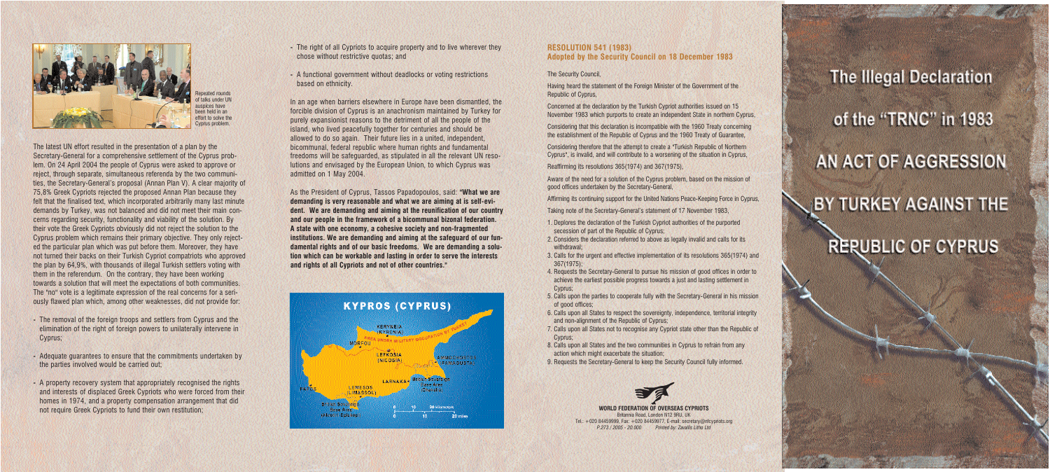Repeated rounds of talks under UN auspices have been held in an effort to solve the Cyprus problem.

The latest UN effort resulted in the presentation of a plan by the Secretary-General for a comprehensive settlement of the Cyprus problem. On 24 April 2004 the people of Cyprus were asked to approve or reject, through separate, simultaneous referenda by the two communities, the Secretary-General's proposal (Annan Plan V). A clear majority of 75,8% Greek Cypriots rejected the proposed Annan Plan because they felt that the finalised text, which incorporated arbitrarily many last minute demands by Turkey, was not balanced and did not meet their main concerns regarding security, functionality and viability of the solution. By their vote the Greek Cypriots obviously did not reject the solution to the Cyprus problem which remains their primary objective. They only rejected the particular plan which was put before them. Moreover, they have not turned their backs on their Turkish Cypriot compatriots who approved the plan by 64,9%, with thousands of illegal Turkish settlers voting with them in the referendum. On the contrary, they have been working towards a solution that will meet the expectations of both communities. The "no" vote is a legitimate expression of the real concerns for a seriously flawed plan which, among other weaknesses, did not provide for:

- The removal of the foreign troops and settlers from Cyprus and the elimination of the right of foreign powers to unilaterally intervene in Cyprus;
- Adequate guarantees to ensure that the commitments undertaken by the parties involved would be carried out;
- A property recovery system that appropriately recognised the rights and interests of displaced Greek Cypriots who were forced from their homes in 1974, and a property compensation arrangement that did not require Greek Cypriots to fund their own restitution;
- The right of all Cypriots to acquire property and to live wherever they chose without restrictive quotas; and
- A functional government without deadlocks or voting restrictions based on ethnicity.

In an age when barriers elsewhere in Europe have been dismantled, the forcible division of Cyprus is an anachronism maintained by Turkey for purely expansionist reasons to the detriment of all the people of the island, who lived peacefully together for centuries and should be allowed to do so again. Their future lies in a united, independent, bicommunal, federal republic where human rights and fundamental freedoms will be safeguarded, as stipulated in all the relevant UN resolutions and envisaged by the European Union, to which Cyprus was admitted on 1 May 2004.

As the President of Cyprus, Tassos Papadopoulos, said: **"What we are demanding is very reasonable and what we are aiming at is self-evident. We are demanding and aiming at the reunification of our country and our people in the framework of a bicommunal bizonal federation. A state with one economy, a cohesive society and non-fragmented institutions. We are demanding and aiming at the safeguard of our fundamental rights and of our basic freedoms. We are demanding a solution which can be workable and lasting in order to serve the interests and rights of all Cypriots and not of other countries."**

KYPROS (CYPRUS)

KERYNEIA (KYRENIA)
AREA UNDER MILITARY OCCUPATION BY TURKEY
MORFOU
LEFKOSIA (NICOSIA)
AMMOCHOSTOS (FAMAGUSTA)
LARNAKA
British Sovereign Base Area (Dhekelia)
PAFOS
LEMESOS (LIMASSOL)
British Sovereign Base Area (Akrotiri Episkopi)
0 10 20 kilometers
0 10 20 miles

## RESOLUTION 541 (1983)
## Adopted by the Security Council on 18 December 1983

The Security Council,

Having heard the statement of the Foreign Minister of the Government of the Republic of Cyprus,

Concerned at the declaration by the Turkish Cypriot authorities issued on 15 November 1983 which purports to create an independent State in northern Cyprus,

Considering that this declaration is incompatible with the 1960 Treaty concerning the establishment of the Republic of Cyprus and the 1960 Treaty of Guarantee,

Considering therefore that the attempt to create a "Turkish Republic of Northern Cyprus", is invalid, and will contribute to a worsening of the situation in Cyprus,

Reaffirming its resolutions 365(1974) and 367(1975),

Aware of the need for a solution of the Cyprus problem, based on the mission of good offices undertaken by the Secretary-General,

Affirming its continuing support for the United Nations Peace-Keeping Force in Cyprus,

Taking note of the Secretary-General's statement of 17 November 1983,

1. Deplores the declaration of the Turkish Cypriot authorities of the purported secession of part of the Republic of Cyprus;
2. Considers the declaration referred to above as legally invalid and calls for its withdrawal;
3. Calls for the urgent and effective implementation of its resolutions 365(1974) and 367(1975);
4. Requests the Secretary-General to pursue his mission of good offices in order to achieve the earliest possible progress towards a just and lasting settlement in Cyprus;
5. Calls upon the parties to cooperate fully with the Secretary-General in his mission of good offices;
6. Calls upon all States to respect the sovereignty, independence, territorial integrity and non-alignment of the Republic of Cyprus;
7. Calls upon all States not to recognise any Cypriot state other than the Republic of Cyprus;
8. Calls upon all States and the two communities in Cyprus to refrain from any action which might exacerbate the situation;
9. Requests the Secretary-General to keep the Security Council fully informed.

**WORLD FEDERATION OF OVERSEAS CYPRIOTS**
Britannia Road, London N12 9RU, UK
Tel.: +020 84459999, Fax: +020 84459977, E-mail: secretary@ufcypriots.org
*P.273 / 2005 - 20.000 Printed by: Zavallis Litho Ltd*

# The Illegal Declaration of the "TRNC" in 1983 AN ACT OF AGGRESSION BY TURKEY AGAINST THE REPUBLIC OF CYPRUS